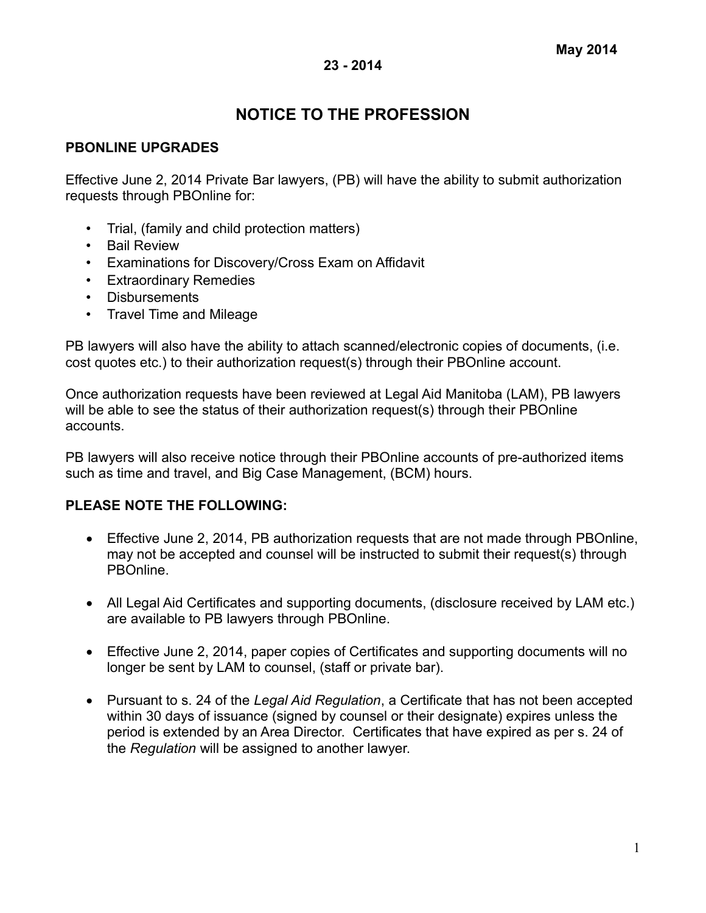**May 2014**

**23 - 2014**

# NOTICE TO THE PROFESSION

## PBONLINE UPGRADES

Effective June 2, 2014 Private Bar lawyers, (PB) will have the ability to submit authorization requests through PBOnline for:

- Trial, (family and child protection matters)
- Bail Review
- Examinations for Discovery/Cross Exam on Affidavit
- Extraordinary Remedies
- Disbursements
- Travel Time and Mileage

PB lawyers will also have the ability to attach scanned/electronic copies of documents, (i.e. cost quotes etc.) to their authorization request(s) through their PBOnline account.

Once authorization requests have been reviewed at Legal Aid Manitoba (LAM), PB lawyers will be able to see the status of their authorization request(s) through their PBOnline accounts.

PB lawyers will also receive notice through their PBOnline accounts of pre-authorized items such as time and travel, and Big Case Management, (BCM) hours.

## PLEASE NOTE THE FOLLOWING:

- Effective June 2, 2014, PB authorization requests that are not made through PBOnline, may not be accepted and counsel will be instructed to submit their request(s) through PBOnline.
- All Legal Aid Certificates and supporting documents, (disclosure received by LAM etc.) are available to PB lawyers through PBOnline.
- Effective June 2, 2014, paper copies of Certificates and supporting documents will no longer be sent by LAM to counsel, (staff or private bar).
- Pursuant to s. 24 of the *Legal Aid Regulation*, a Certificate that has not been accepted within 30 days of issuance (signed by counsel or their designate) expires unless the period is extended by an Area Director. Certificates that have expired as per s. 24 of the *Regulation* will be assigned to another lawyer.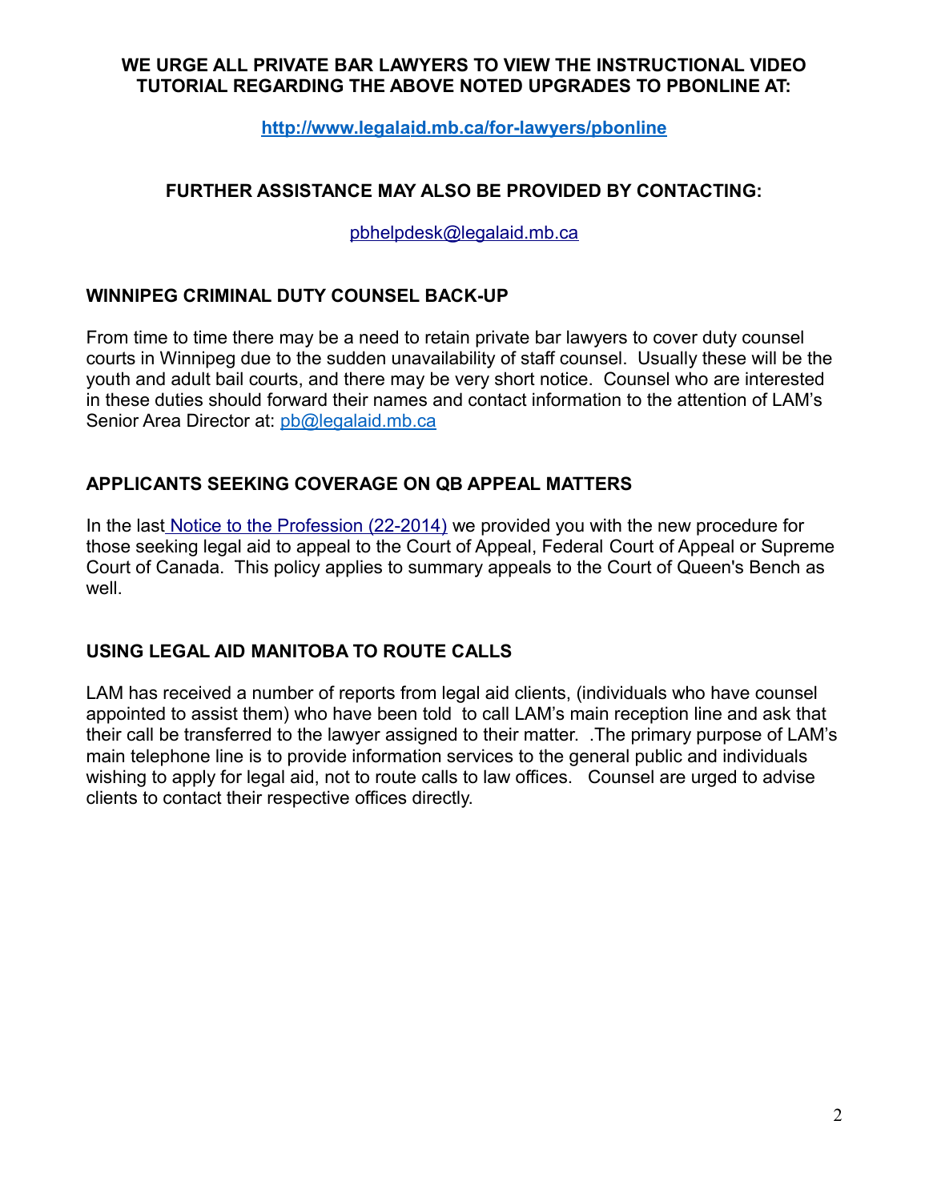**WE URGE ALL PRIVATE BAR LAWYERS TO VIEW THE INSTRUCTIONAL VIDEO TUTORIAL REGARDING THE ABOVE NOTED UPGRADES TO PBONLINE AT:**

**http://www.legalaid.mb.ca/for-lawyers/pbonline**

**FURTHER ASSISTANCE MAY ALSO BE PROVIDED BY CONTACTING:**

pbhelpdesk@legalaid.mb.ca

## WINNIPEG CRIMINAL DUTY COUNSEL BACK-UP

From time to time there may be a need to retain private bar lawyers to cover duty counsel courts in Winnipeg due to the sudden unavailability of staff counsel. Usually these will be the youth and adult bail courts, and there may be very short notice. Counsel who are interested in these duties should forward their names and contact information to the attention of LAM's Senior Area Director at: pb@legalaid.mb.ca

## APPLICANTS SEEKING COVERAGE ON QB APPEAL MATTERS

In the last Notice to the Profession (22-2014) we provided you with the new procedure for those seeking legal aid to appeal to the Court of Appeal, Federal Court of Appeal or Supreme Court of Canada. This policy applies to summary appeals to the Court of Queen's Bench as well.

## USING LEGAL AID MANITOBA TO ROUTE CALLS

LAM has received a number of reports from legal aid clients, (individuals who have counsel appointed to assist them) who have been told to call LAM's main reception line and ask that their call be transferred to the lawyer assigned to their matter. .The primary purpose of LAM's main telephone line is to provide information services to the general public and individuals wishing to apply for legal aid, not to route calls to law offices. Counsel are urged to advise clients to contact their respective offices directly.